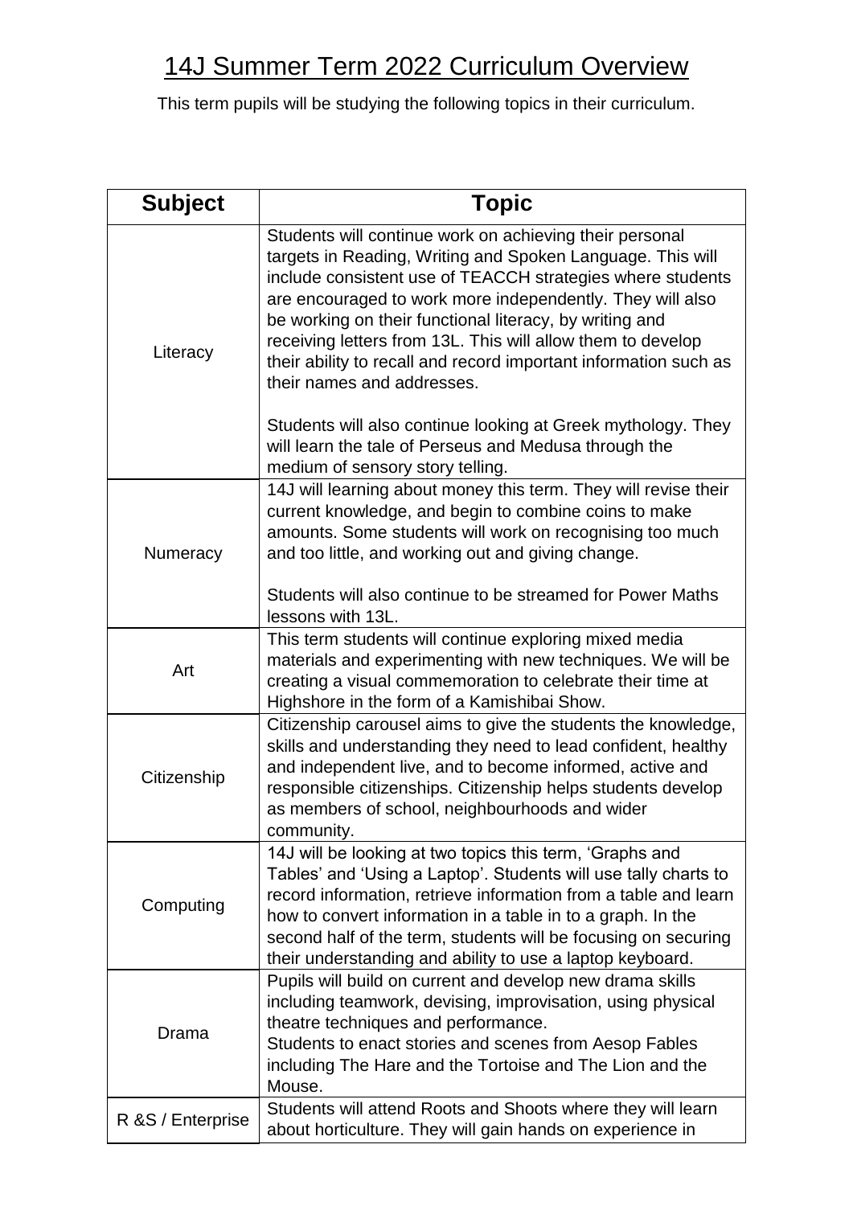# 14J Summer Term 2022 Curriculum Overview

This term pupils will be studying the following topics in their curriculum.

| Subject | Topic |
| --- | --- |
| Literacy | Students will continue work on achieving their personal targets in Reading, Writing and Spoken Language. This will include consistent use of TEACCH strategies where students are encouraged to work more independently. They will also be working on their functional literacy, by writing and receiving letters from 13L. This will allow them to develop their ability to recall and record important information such as their names and addresses.<br><br>Students will also continue looking at Greek mythology. They will learn the tale of Perseus and Medusa through the medium of sensory story telling. |
| Numeracy | 14J will learning about money this term. They will revise their current knowledge, and begin to combine coins to make amounts. Some students will work on recognising too much and too little, and working out and giving change.<br><br>Students will also continue to be streamed for Power Maths lessons with 13L. |
| Art | This term students will continue exploring mixed media materials and experimenting with new techniques. We will be creating a visual commemoration to celebrate their time at Highshore in the form of a Kamishibai Show. |
| Citizenship | Citizenship carousel aims to give the students the knowledge, skills and understanding they need to lead confident, healthy and independent live, and to become informed, active and responsible citizenships. Citizenship helps students develop as members of school, neighbourhoods and wider community. |
| Computing | 14J will be looking at two topics this term, 'Graphs and Tables' and 'Using a Laptop'. Students will use tally charts to record information, retrieve information from a table and learn how to convert information in a table in to a graph. In the second half of the term, students will be focusing on securing their understanding and ability to use a laptop keyboard. |
| Drama | Pupils will build on current and develop new drama skills including teamwork, devising, improvisation, using physical theatre techniques and performance.<br>Students to enact stories and scenes from Aesop Fables including The Hare and the Tortoise and The Lion and the Mouse. |
| R &S / Enterprise | Students will attend Roots and Shoots where they will learn about horticulture. They will gain hands on experience in |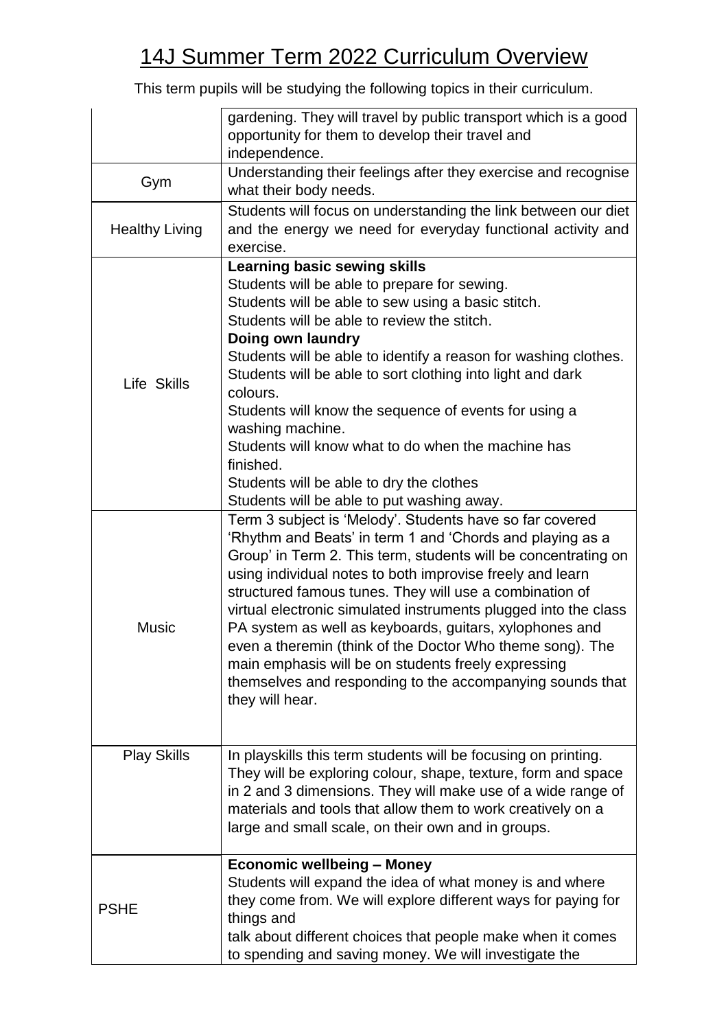# 14J Summer Term 2022 Curriculum Overview

This term pupils will be studying the following topics in their curriculum.

| | |
|---|---|
| | gardening. They will travel by public transport which is a good opportunity for them to develop their travel and independence. |
| Gym | Understanding their feelings after they exercise and recognise what their body needs. |
| Healthy Living | Students will focus on understanding the link between our diet and the energy we need for everyday functional activity and exercise. |
| Life Skills | **Learning basic sewing skills**<br>Students will be able to prepare for sewing.<br>Students will be able to sew using a basic stitch.<br>Students will be able to review the stitch.<br>**Doing own laundry**<br>Students will be able to identify a reason for washing clothes.<br>Students will be able to sort clothing into light and dark colours.<br>Students will know the sequence of events for using a washing machine.<br>Students will know what to do when the machine has finished.<br>Students will be able to dry the clothes<br>Students will be able to put washing away. |
| Music | Term 3 subject is 'Melody'. Students have so far covered 'Rhythm and Beats' in term 1 and 'Chords and playing as a Group' in Term 2. This term, students will be concentrating on using individual notes to both improvise freely and learn structured famous tunes. They will use a combination of virtual electronic simulated instruments plugged into the class PA system as well as keyboards, guitars, xylophones and even a theremin (think of the Doctor Who theme song). The main emphasis will be on students freely expressing themselves and responding to the accompanying sounds that they will hear. |
| Play Skills | In playskills this term students will be focusing on printing. They will be exploring colour, shape, texture, form and space in 2 and 3 dimensions. They will make use of a wide range of materials and tools that allow them to work creatively on a large and small scale, on their own and in groups. |
| PSHE | **Economic wellbeing – Money**<br>Students will expand the idea of what money is and where they come from. We will explore different ways for paying for things and<br>talk about different choices that people make when it comes to spending and saving money. We will investigate the |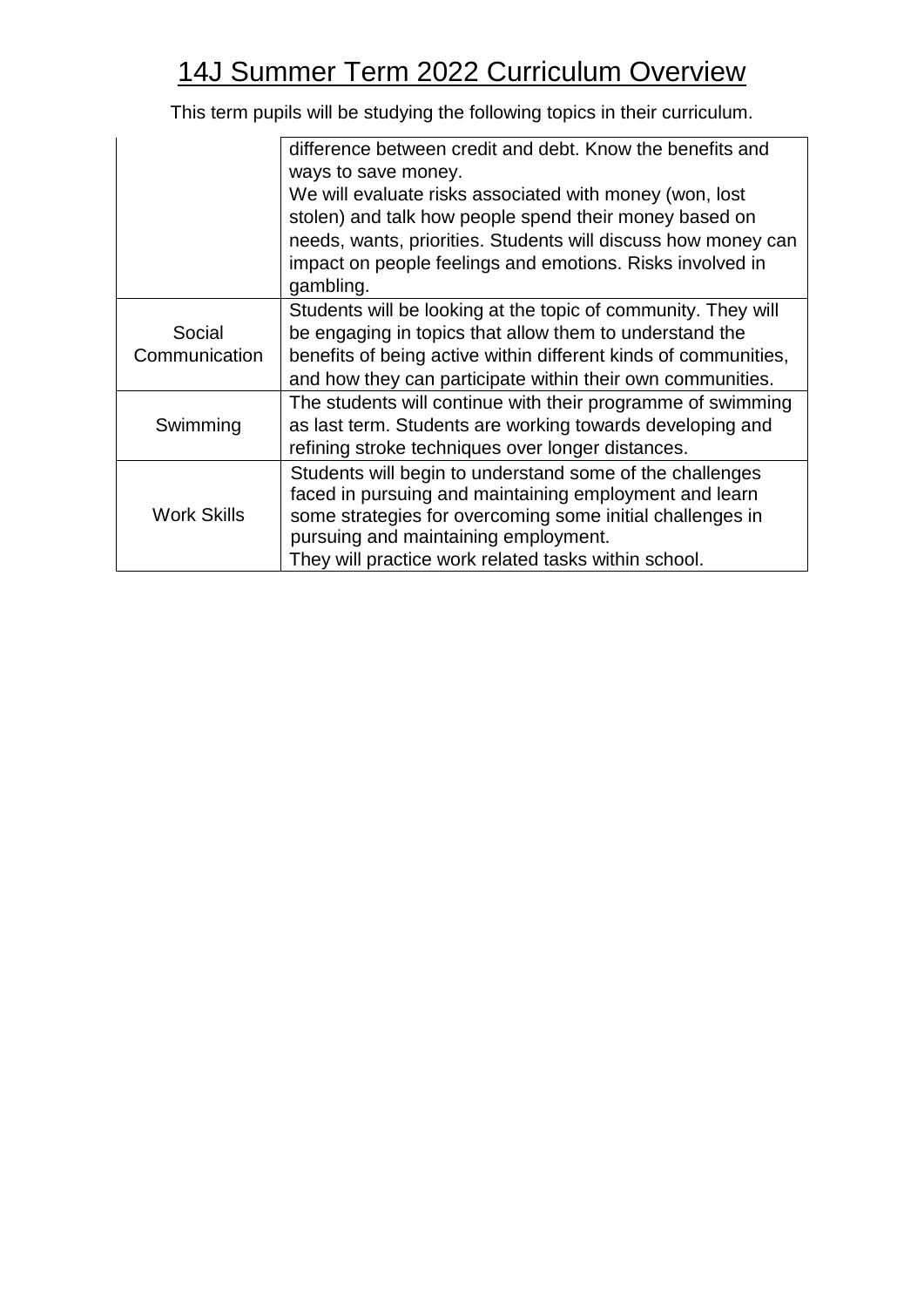# 14J Summer Term 2022 Curriculum Overview

This term pupils will be studying the following topics in their curriculum.

| | |
|---|---|
| | difference between credit and debt. Know the benefits and ways to save money.<br>We will evaluate risks associated with money (won, lost stolen) and talk how people spend their money based on needs, wants, priorities. Students will discuss how money can impact on people feelings and emotions. Risks involved in gambling. |
| Social Communication | Students will be looking at the topic of community. They will be engaging in topics that allow them to understand the benefits of being active within different kinds of communities, and how they can participate within their own communities. |
| Swimming | The students will continue with their programme of swimming as last term. Students are working towards developing and refining stroke techniques over longer distances. |
| Work Skills | Students will begin to understand some of the challenges faced in pursuing and maintaining employment and learn some strategies for overcoming some initial challenges in pursuing and maintaining employment.<br>They will practice work related tasks within school. |